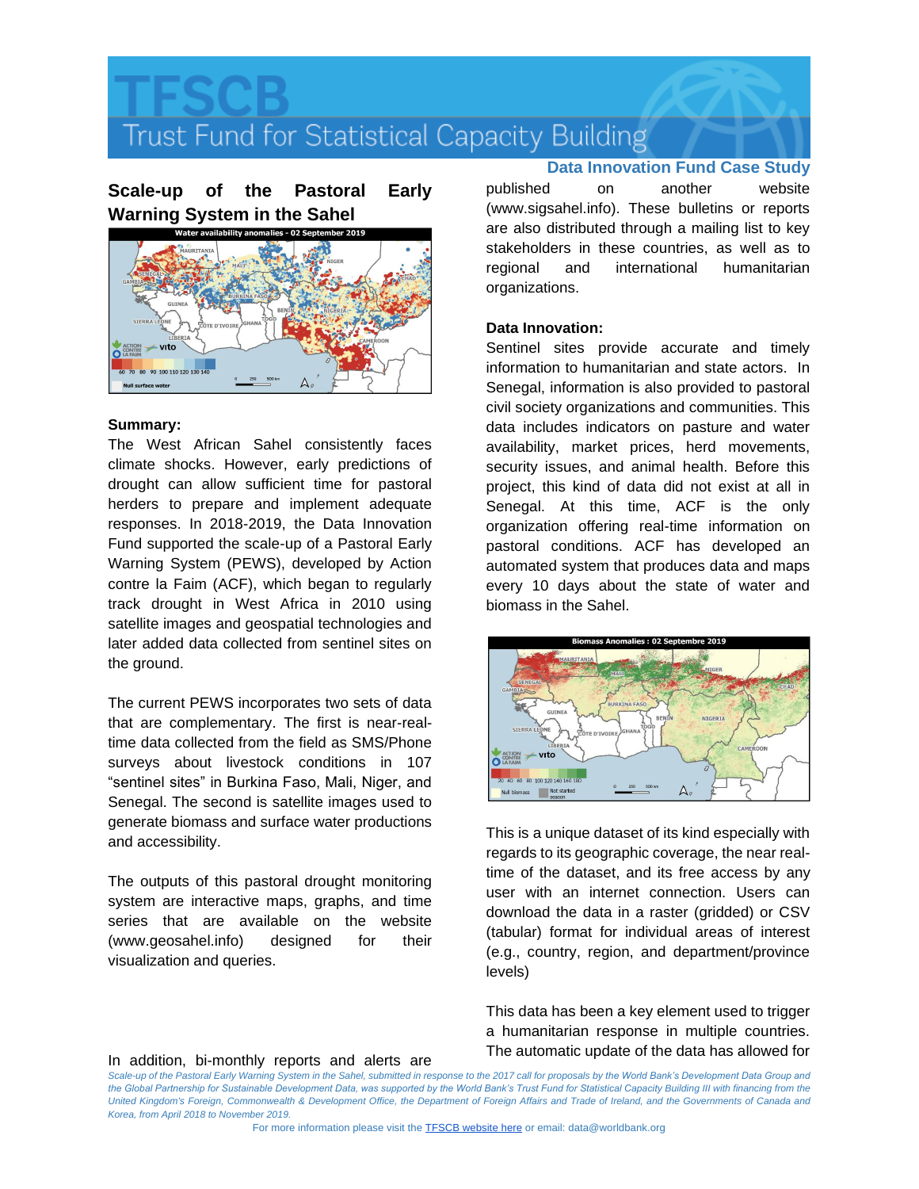# Trust Fund for Statistical Capacity Building

**Data Innovation Fund Case Study**

## Scale-up of the Pastoral Early Warning System in the Sahel

### Summary:

The West African Sahel consistently faces climate shocks. However, early predictions of drought can allow sufficient time for pastoral herders to prepare and implement adequate responses. In 2018-2019, the Data Innovation Fund supported the scale-up of a Pastoral Early Warning System (PEWS), developed by Action contre la Faim (ACF), which began to regularly track drought in West Africa in 2010 using satellite images and geospatial technologies and later added data collected from sentinel sites on the ground.

The current PEWS incorporates two sets of data that are complementary. The first is near-real-time data collected from the field as SMS/Phone surveys about livestock conditions in 107 "sentinel sites" in Burkina Faso, Mali, Niger, and Senegal. The second is satellite images used to generate biomass and surface water productions and accessibility.

The outputs of this pastoral drought monitoring system are interactive maps, graphs, and time series that are available on the website (www.geosahel.info) designed for their visualization and queries.

In addition, bi-monthly reports and alerts are published on another website (www.sigsahel.info). These bulletins or reports are also distributed through a mailing list to key stakeholders in these countries, as well as to regional and international humanitarian organizations.

### Data Innovation:

Sentinel sites provide accurate and timely information to humanitarian and state actors. In Senegal, information is also provided to pastoral civil society organizations and communities. This data includes indicators on pasture and water availability, market prices, herd movements, security issues, and animal health. Before this project, this kind of data did not exist at all in Senegal. At this time, ACF is the only organization offering real-time information on pastoral conditions. ACF has developed an automated system that produces data and maps every 10 days about the state of water and biomass in the Sahel.

This is a unique dataset of its kind especially with regards to its geographic coverage, the near real-time of the dataset, and its free access by any user with an internet connection. Users can download the data in a raster (gridded) or CSV (tabular) format for individual areas of interest (e.g., country, region, and department/province levels)

This data has been a key element used to trigger a humanitarian response in multiple countries. The automatic update of the data has allowed for

*Scale-up of the Pastoral Early Warning System in the Sahel, submitted in response to the 2017 call for proposals by the World Bank's Development Data Group and the Global Partnership for Sustainable Development Data, was supported by the World Bank's Trust Fund for Statistical Capacity Building III with financing from the United Kingdom's Foreign, Commonwealth & Development Office, the Department of Foreign Affairs and Trade of Ireland, and the Governments of Canada and Korea, from April 2018 to November 2019.*

For more information please visit the TFSCB website here or email: data@worldbank.org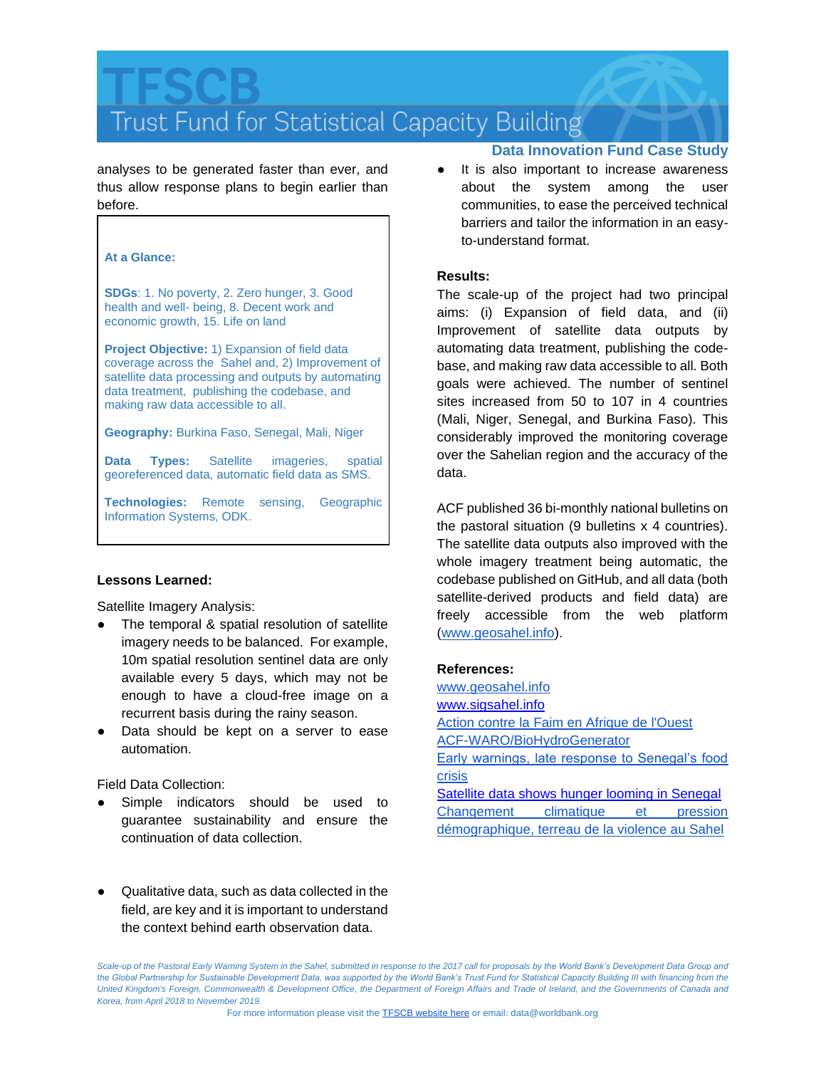analyses to be generated faster than ever, and thus allow response plans to begin earlier than before.

**At a Glance:**

**SDGs**: 1. No poverty, 2. Zero hunger, 3. Good health and well- being, 8. Decent work and economic growth, 15. Life on land

**Project Objective:** 1) Expansion of field data coverage across the Sahel and, 2) Improvement of satellite data processing and outputs by automating data treatment, publishing the codebase, and making raw data accessible to all.

**Geography:** Burkina Faso, Senegal, Mali, Niger

**Data Types:** Satellite imageries, spatial georeferenced data, automatic field data as SMS.

**Technologies:** Remote sensing, Geographic Information Systems, ODK.

**Lessons Learned:**

Satellite Imagery Analysis:

- The temporal & spatial resolution of satellite imagery needs to be balanced. For example, 10m spatial resolution sentinel data are only available every 5 days, which may not be enough to have a cloud-free image on a recurrent basis during the rainy season.
- Data should be kept on a server to ease automation.

Field Data Collection:

- Simple indicators should be used to guarantee sustainability and ensure the continuation of data collection.
- Qualitative data, such as data collected in the field, are key and it is important to understand the context behind earth observation data.
- It is also important to increase awareness about the system among the user communities, to ease the perceived technical barriers and tailor the information in an easy-to-understand format.

**Results:**

The scale-up of the project had two principal aims: (i) Expansion of field data, and (ii) Improvement of satellite data outputs by automating data treatment, publishing the code-base, and making raw data accessible to all. Both goals were achieved. The number of sentinel sites increased from 50 to 107 in 4 countries (Mali, Niger, Senegal, and Burkina Faso). This considerably improved the monitoring coverage over the Sahelian region and the accuracy of the data.

ACF published 36 bi-monthly national bulletins on the pastoral situation (9 bulletins x 4 countries). The satellite data outputs also improved with the whole imagery treatment being automatic, the codebase published on GitHub, and all data (both satellite-derived products and field data) are freely accessible from the web platform (www.geosahel.info).

**References:**

www.geosahel.info
www.sigsahel.info
Action contre la Faim en Afrique de l'Ouest
ACF-WARO/BioHydroGenerator
Early warnings, late response to Senegal's food crisis
Satellite data shows hunger looming in Senegal
Changement climatique et pression démographique, terreau de la violence au Sahel

*Scale-up of the Pastoral Early Warning System in the Sahel, submitted in response to the 2017 call for proposals by the World Bank's Development Data Group and the Global Partnership for Sustainable Development Data, was supported by the World Bank's Trust Fund for Statistical Capacity Building III with financing from the United Kingdom's Foreign, Commonwealth & Development Office, the Department of Foreign Affairs and Trade of Ireland, and the Governments of Canada and Korea, from April 2018 to November 2019.*

For more information please visit the TFSCB website here or email: data@worldbank.org